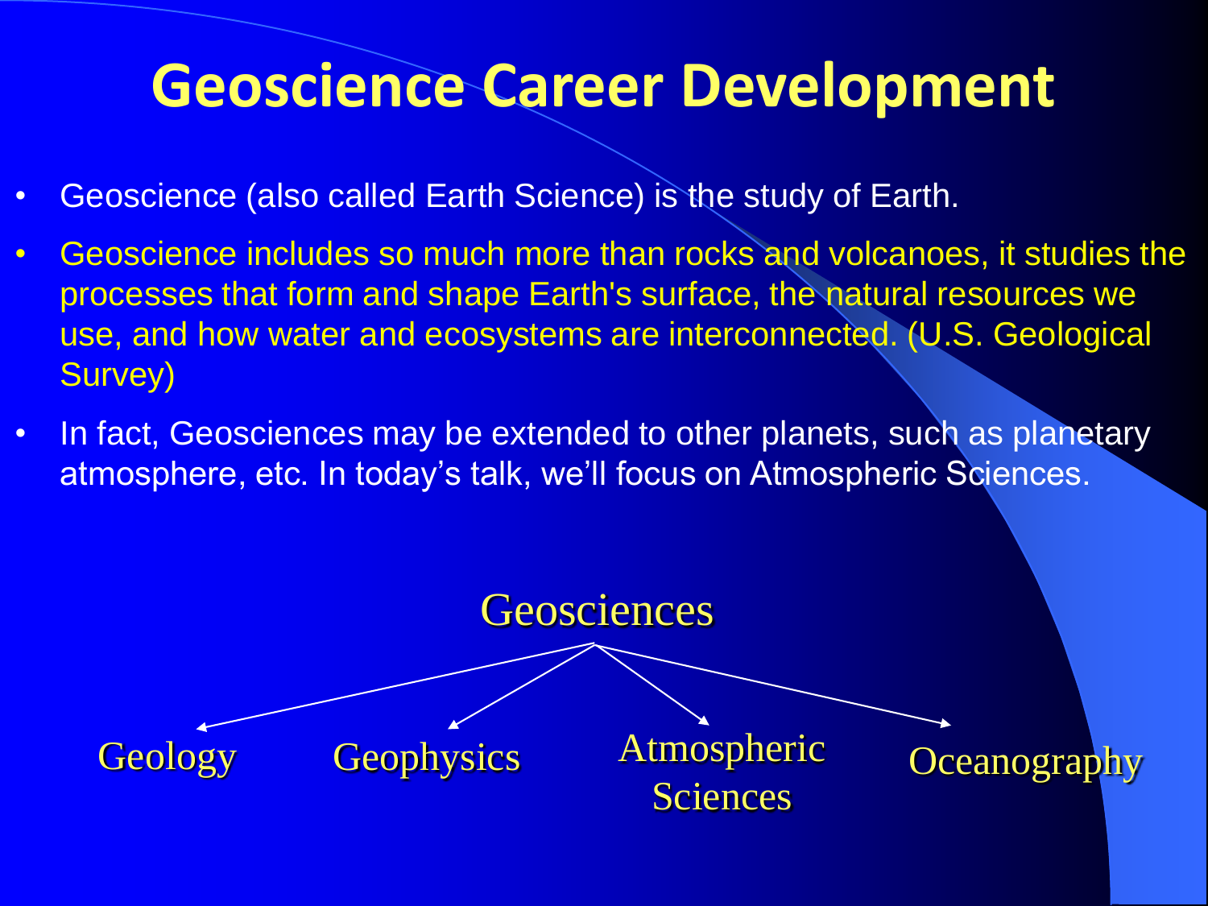# Geoscience Career Development

- Geoscience (also called Earth Science) is the study of Earth.
- Geoscience includes so much more than rocks and volcanoes, it studies the processes that form and shape Earth's surface, the natural resources we use, and how water and ecosystems are interconnected. (U.S. Geological Survey)
- In fact, Geosciences may be extended to other planets, such as planetary atmosphere, etc. In today's talk, we'll focus on Atmospheric Sciences.

Geosciences

- Geology
- Geophysics
- Atmospheric Sciences
- Oceanography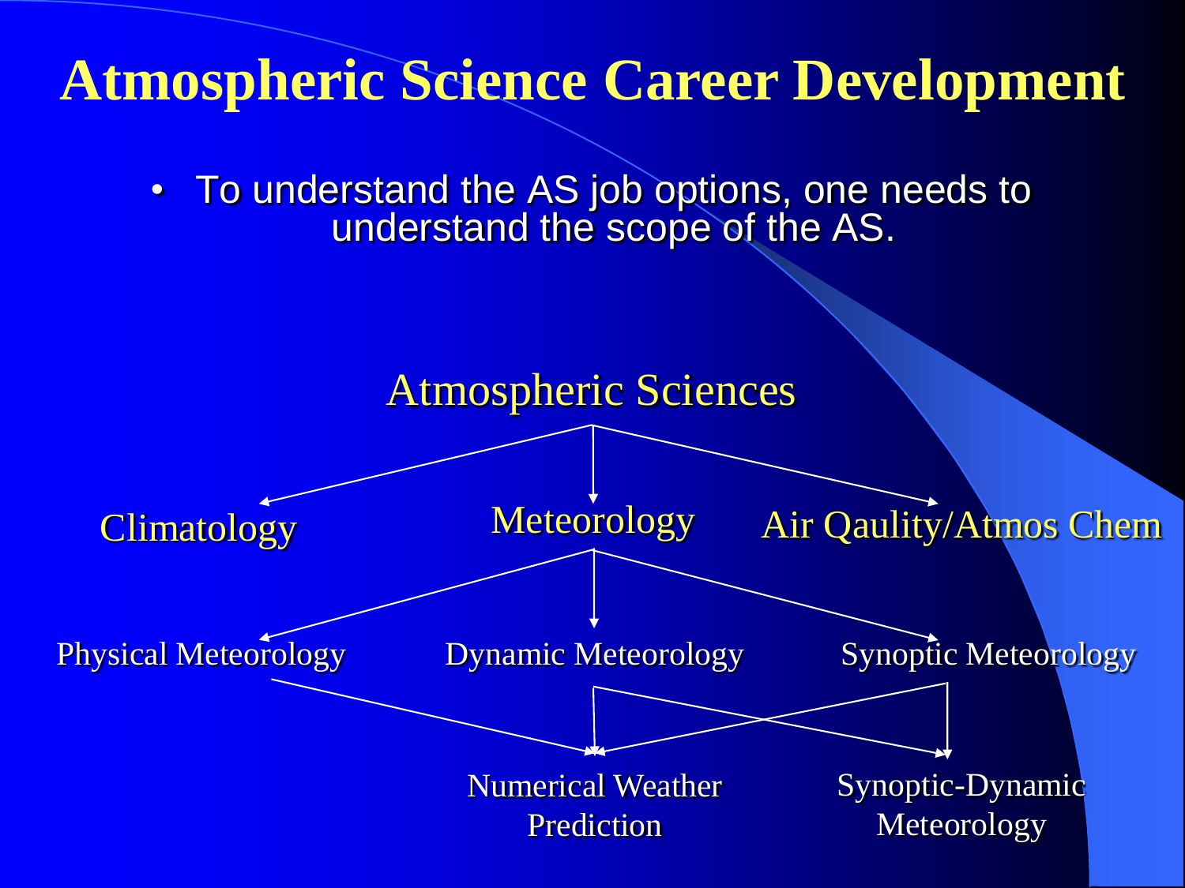# Atmospheric Science Career Development

- To understand the AS job options, one needs to understand the scope of the AS.

Atmospheric Sciences

- Climatology
- Meteorology
  - Physical Meteorology
  - Dynamic Meteorology
  - Synoptic Meteorology
- Air Qaulity/Atmos Chem

Physical Meteorology, Dynamic Meteorology, Synoptic Meteorology → Numerical Weather Prediction

Dynamic Meteorology, Synoptic Meteorology → Synoptic-Dynamic Meteorology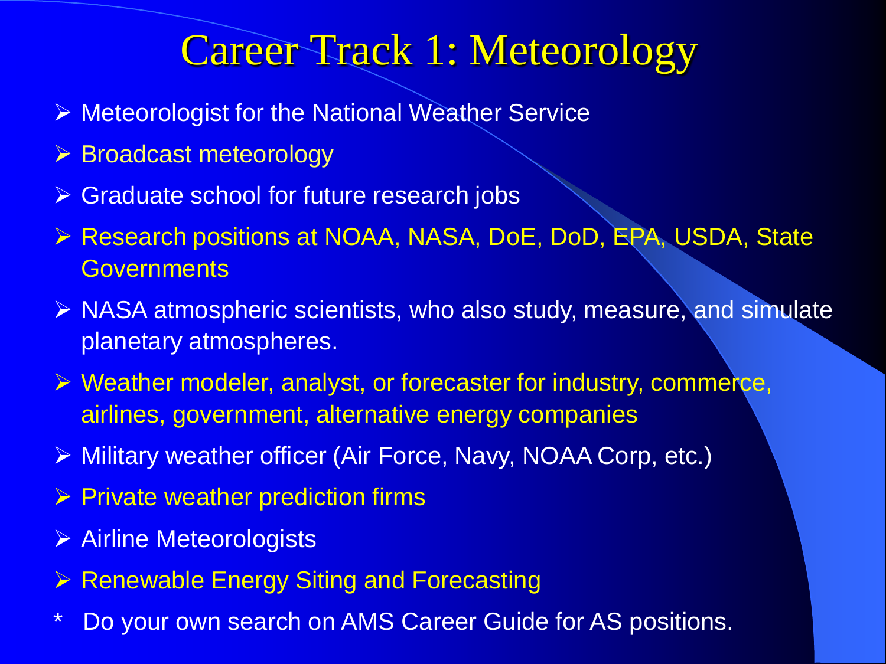# Career Track 1: Meteorology

- Meteorologist for the National Weather Service
- Broadcast meteorology
- Graduate school for future research jobs
- Research positions at NOAA, NASA, DoE, DoD, EPA, USDA, State Governments
- NASA atmospheric scientists, who also study, measure, and simulate planetary atmospheres.
- Weather modeler, analyst, or forecaster for industry, commerce, airlines, government, alternative energy companies
- Military weather officer (Air Force, Navy, NOAA Corp, etc.)
- Private weather prediction firms
- Airline Meteorologists
- Renewable Energy Siting and Forecasting

\* Do your own search on AMS Career Guide for AS positions.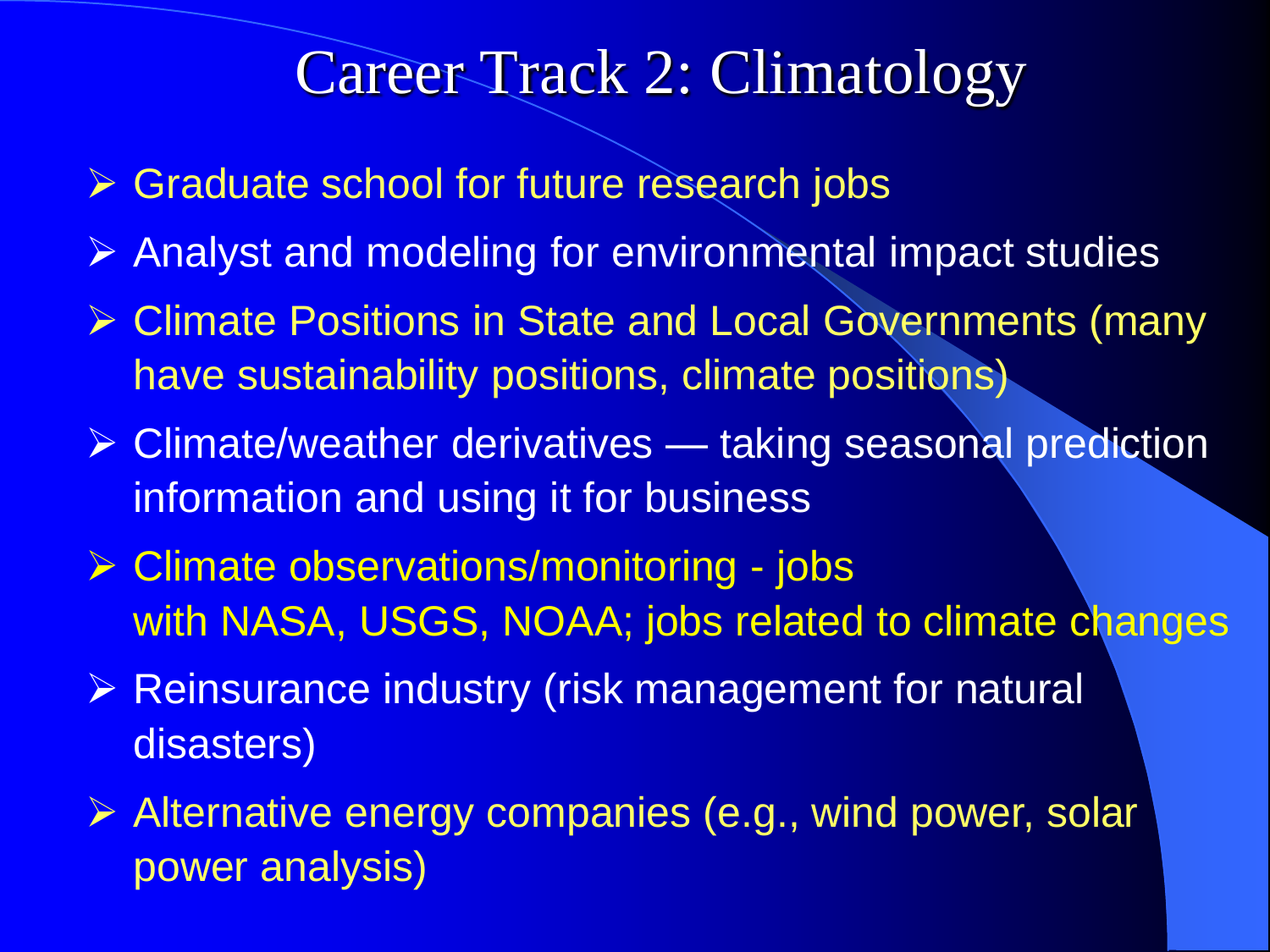# Career Track 2: Climatology

- Graduate school for future research jobs
- Analyst and modeling for environmental impact studies
- Climate Positions in State and Local Governments (many have sustainability positions, climate positions)
- Climate/weather derivatives — taking seasonal prediction information and using it for business
- Climate observations/monitoring - jobs with NASA, USGS, NOAA; jobs related to climate changes
- Reinsurance industry (risk management for natural disasters)
- Alternative energy companies (e.g., wind power, solar power analysis)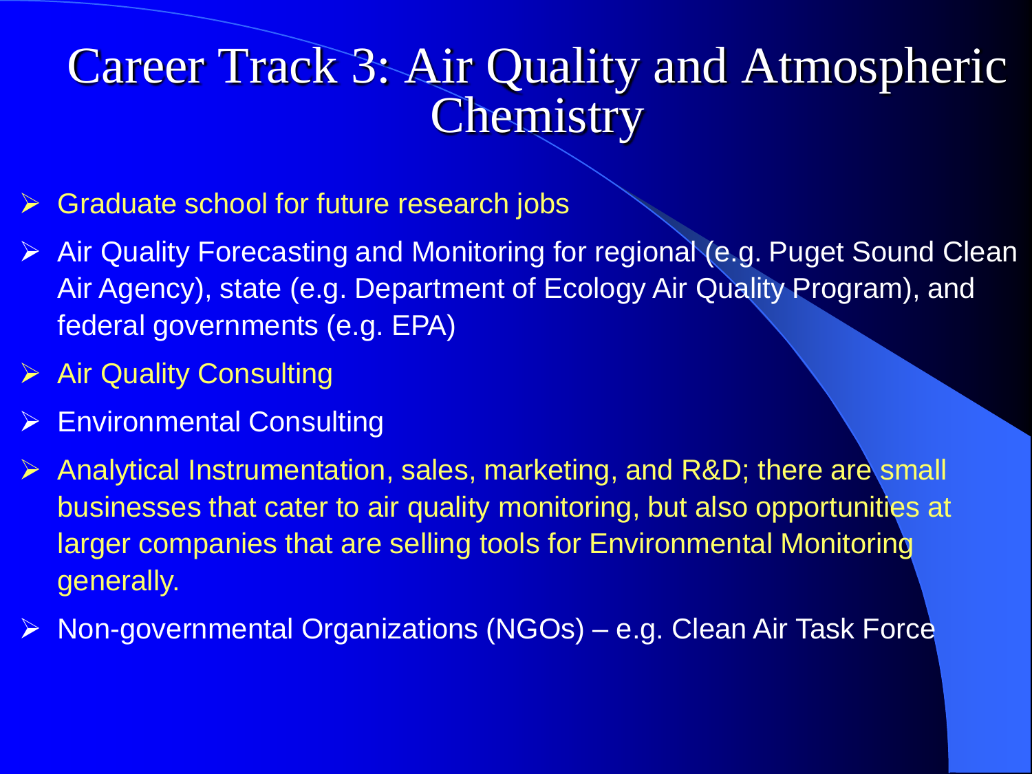# Career Track 3: Air Quality and Atmospheric Chemistry

- Graduate school for future research jobs
- Air Quality Forecasting and Monitoring for regional (e.g. Puget Sound Clean Air Agency), state (e.g. Department of Ecology Air Quality Program), and federal governments (e.g. EPA)
- Air Quality Consulting
- Environmental Consulting
- Analytical Instrumentation, sales, marketing, and R&D; there are small businesses that cater to air quality monitoring, but also opportunities at larger companies that are selling tools for Environmental Monitoring generally.
- Non-governmental Organizations (NGOs) – e.g. Clean Air Task Force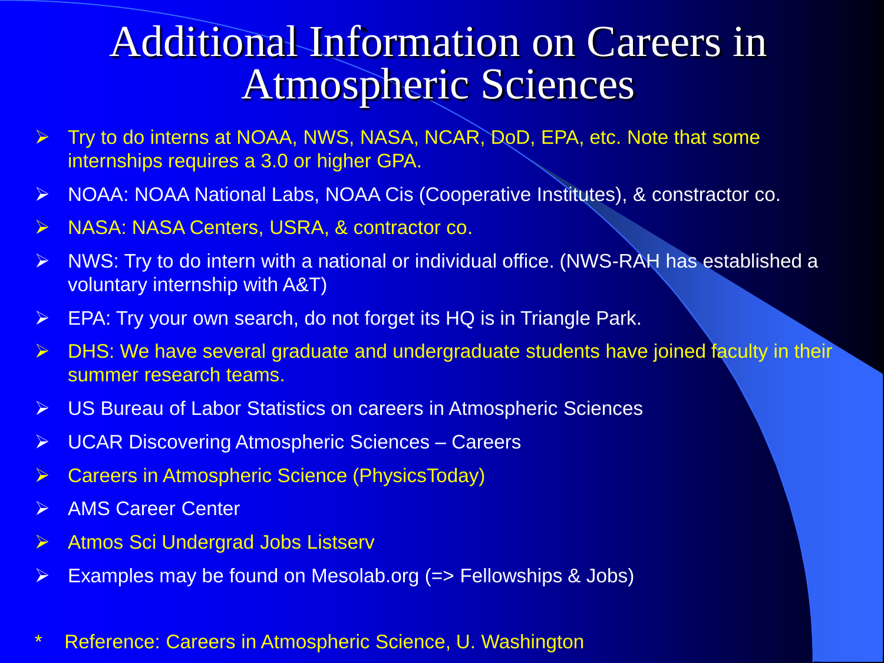# Additional Information on Careers in Atmospheric Sciences

- Try to do interns at NOAA, NWS, NASA, NCAR, DoD, EPA, etc. Note that some internships requires a 3.0 or higher GPA.
- NOAA: NOAA National Labs, NOAA Cis (Cooperative Institutes), & constractor co.
- NASA: NASA Centers, USRA, & contractor co.
- NWS: Try to do intern with a national or individual office. (NWS-RAH has established a voluntary internship with A&T)
- EPA: Try your own search, do not forget its HQ is in Triangle Park.
- DHS: We have several graduate and undergraduate students have joined faculty in their summer research teams.
- US Bureau of Labor Statistics on careers in Atmospheric Sciences
- UCAR Discovering Atmospheric Sciences – Careers
- Careers in Atmospheric Science (PhysicsToday)
- AMS Career Center
- Atmos Sci Undergrad Jobs Listserv
- Examples may be found on Mesolab.org (=> Fellowships & Jobs)

\* Reference: Careers in Atmospheric Science, U. Washington